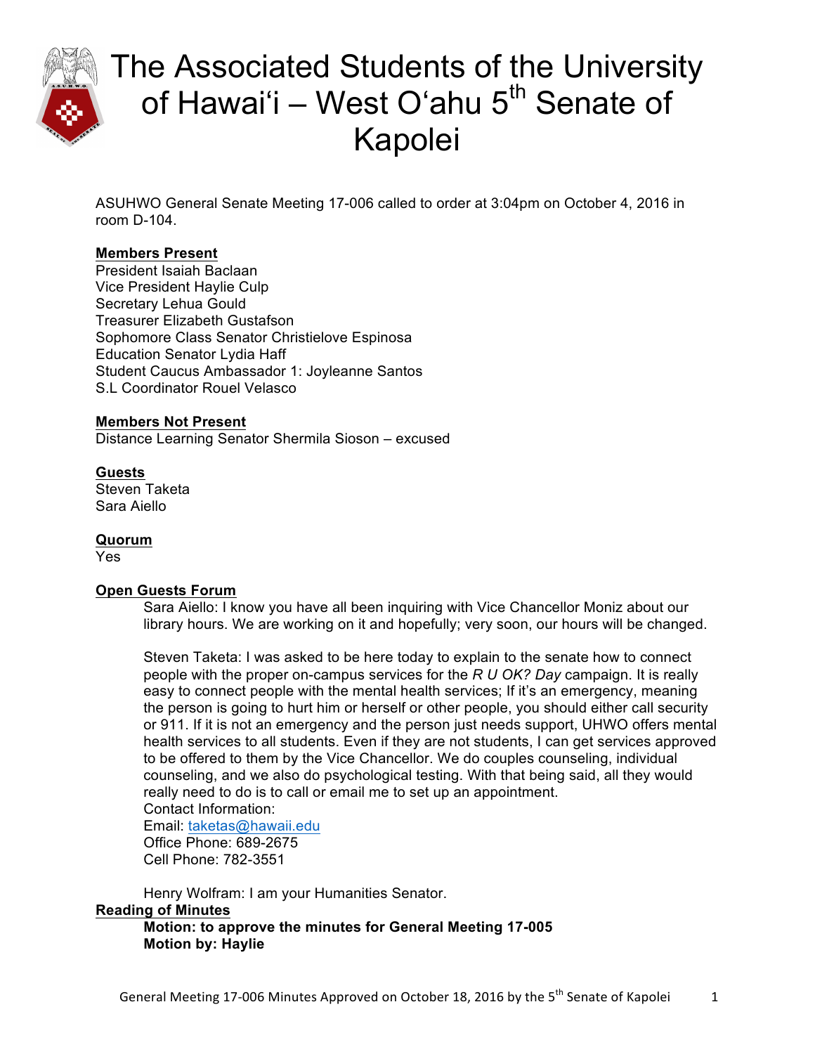# The Associated Students of the University of Hawai'i – West O'ahu 5th Senate of Kapolei

ASUHWO General Senate Meeting 17-006 called to order at 3:04pm on October 4, 2016 in room D-104.

**Members Present**

President Isaiah Baclaan
Vice President Haylie Culp
Secretary Lehua Gould
Treasurer Elizabeth Gustafson
Sophomore Class Senator Christielove Espinosa
Education Senator Lydia Haff
Student Caucus Ambassador 1: Joyleanne Santos
S.L Coordinator Rouel Velasco

**Members Not Present**

Distance Learning Senator Shermila Sioson – excused

**Guests**

Steven Taketa
Sara Aiello

**Quorum**

Yes

**Open Guests Forum**

Sara Aiello: I know you have all been inquiring with Vice Chancellor Moniz about our library hours. We are working on it and hopefully; very soon, our hours will be changed.

Steven Taketa: I was asked to be here today to explain to the senate how to connect people with the proper on-campus services for the *R U OK? Day* campaign. It is really easy to connect people with the mental health services; If it's an emergency, meaning the person is going to hurt him or herself or other people, you should either call security or 911. If it is not an emergency and the person just needs support, UHWO offers mental health services to all students. Even if they are not students, I can get services approved to be offered to them by the Vice Chancellor. We do couples counseling, individual counseling, and we also do psychological testing. With that being said, all they would really need to do is to call or email me to set up an appointment.
Contact Information:
Email: taketas@hawaii.edu
Office Phone: 689-2675
Cell Phone: 782-3551

Henry Wolfram: I am your Humanities Senator.

**Reading of Minutes**

**Motion: to approve the minutes for General Meeting 17-005**
**Motion by: Haylie**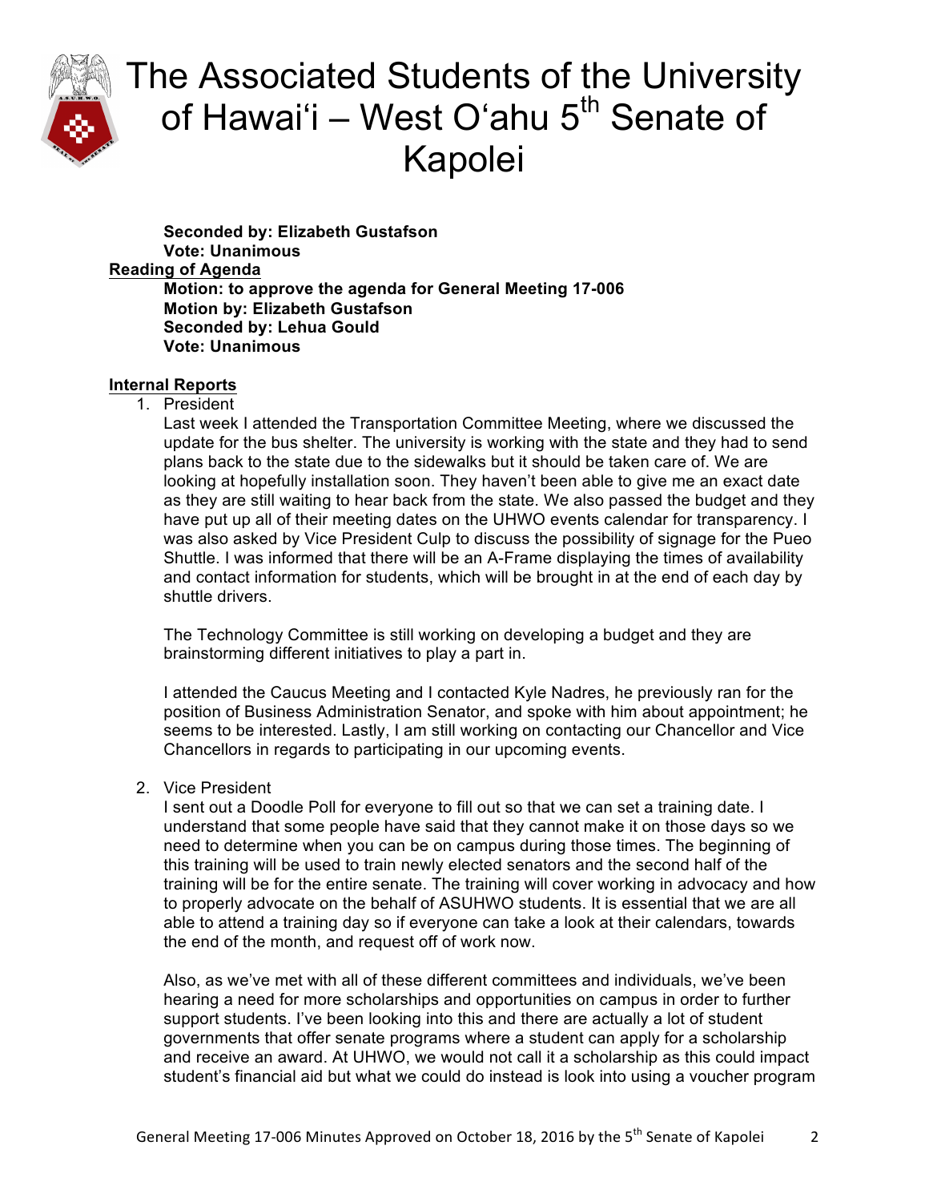**Seconded by: Elizabeth Gustafson**
**Vote: Unanimous**

**Reading of Agenda**

**Motion: to approve the agenda for General Meeting 17-006**
**Motion by: Elizabeth Gustafson**
**Seconded by: Lehua Gould**
**Vote: Unanimous**

**Internal Reports**

1. President

   Last week I attended the Transportation Committee Meeting, where we discussed the update for the bus shelter. The university is working with the state and they had to send plans back to the state due to the sidewalks but it should be taken care of. We are looking at hopefully installation soon. They haven't been able to give me an exact date as they are still waiting to hear back from the state. We also passed the budget and they have put up all of their meeting dates on the UHWO events calendar for transparency. I was also asked by Vice President Culp to discuss the possibility of signage for the Pueo Shuttle. I was informed that there will be an A-Frame displaying the times of availability and contact information for students, which will be brought in at the end of each day by shuttle drivers.

   The Technology Committee is still working on developing a budget and they are brainstorming different initiatives to play a part in.

   I attended the Caucus Meeting and I contacted Kyle Nadres, he previously ran for the position of Business Administration Senator, and spoke with him about appointment; he seems to be interested. Lastly, I am still working on contacting our Chancellor and Vice Chancellors in regards to participating in our upcoming events.

2. Vice President

   I sent out a Doodle Poll for everyone to fill out so that we can set a training date. I understand that some people have said that they cannot make it on those days so we need to determine when you can be on campus during those times. The beginning of this training will be used to train newly elected senators and the second half of the training will be for the entire senate. The training will cover working in advocacy and how to properly advocate on the behalf of ASUHWO students. It is essential that we are all able to attend a training day so if everyone can take a look at their calendars, towards the end of the month, and request off of work now.

   Also, as we've met with all of these different committees and individuals, we've been hearing a need for more scholarships and opportunities on campus in order to further support students. I've been looking into this and there are actually a lot of student governments that offer senate programs where a student can apply for a scholarship and receive an award. At UHWO, we would not call it a scholarship as this could impact student's financial aid but what we could do instead is look into using a voucher program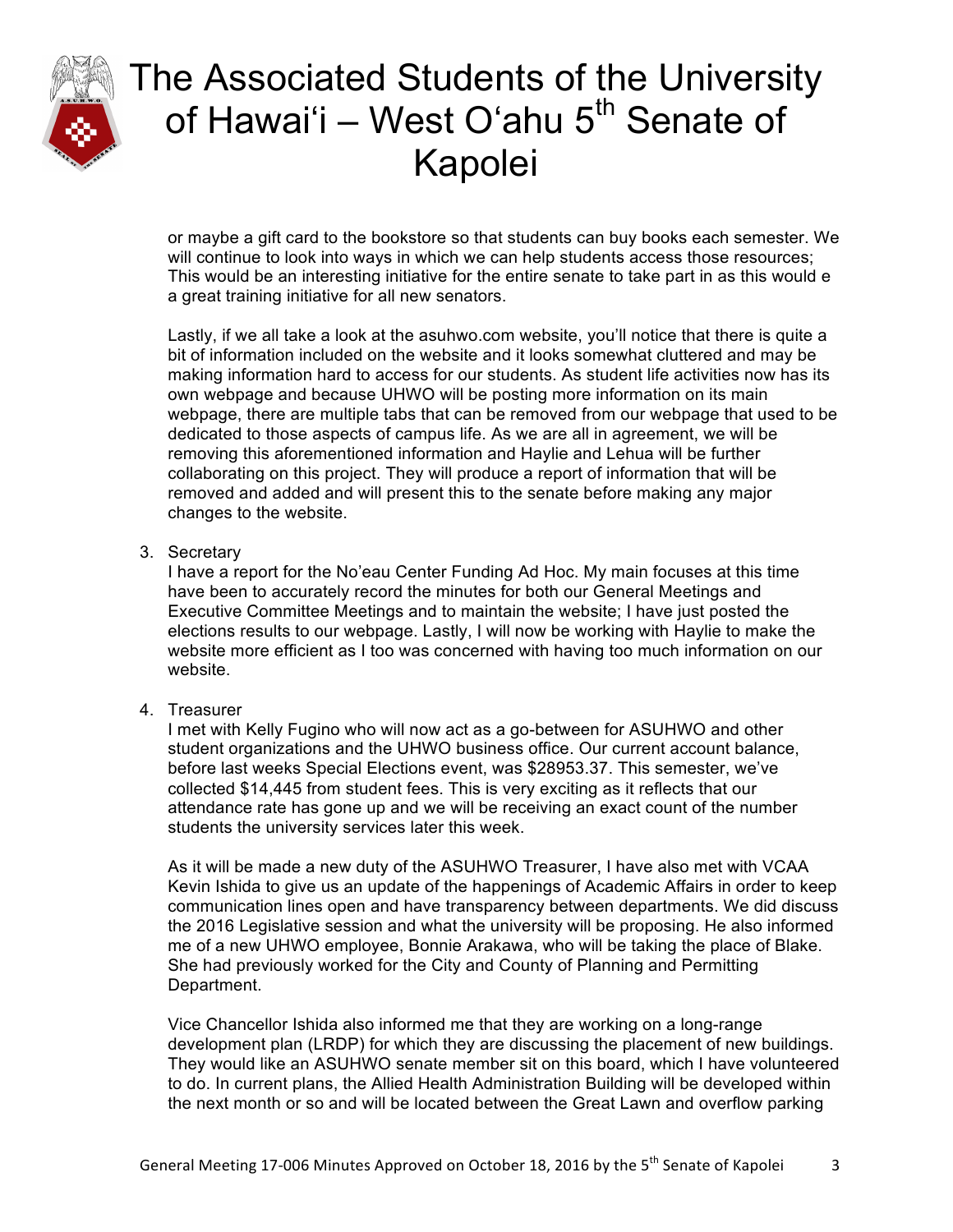or maybe a gift card to the bookstore so that students can buy books each semester. We will continue to look into ways in which we can help students access those resources; This would be an interesting initiative for the entire senate to take part in as this would e a great training initiative for all new senators.

Lastly, if we all take a look at the asuhwo.com website, you'll notice that there is quite a bit of information included on the website and it looks somewhat cluttered and may be making information hard to access for our students. As student life activities now has its own webpage and because UHWO will be posting more information on its main webpage, there are multiple tabs that can be removed from our webpage that used to be dedicated to those aspects of campus life. As we are all in agreement, we will be removing this aforementioned information and Haylie and Lehua will be further collaborating on this project. They will produce a report of information that will be removed and added and will present this to the senate before making any major changes to the website.

3. Secretary
   I have a report for the No'eau Center Funding Ad Hoc. My main focuses at this time have been to accurately record the minutes for both our General Meetings and Executive Committee Meetings and to maintain the website; I have just posted the elections results to our webpage. Lastly, I will now be working with Haylie to make the website more efficient as I too was concerned with having too much information on our website.

4. Treasurer
   I met with Kelly Fugino who will now act as a go-between for ASUHWO and other student organizations and the UHWO business office. Our current account balance, before last weeks Special Elections event, was $28953.37. This semester, we've collected $14,445 from student fees. This is very exciting as it reflects that our attendance rate has gone up and we will be receiving an exact count of the number students the university services later this week.

   As it will be made a new duty of the ASUHWO Treasurer, I have also met with VCAA Kevin Ishida to give us an update of the happenings of Academic Affairs in order to keep communication lines open and have transparency between departments. We did discuss the 2016 Legislative session and what the university will be proposing. He also informed me of a new UHWO employee, Bonnie Arakawa, who will be taking the place of Blake. She had previously worked for the City and County of Planning and Permitting Department.

   Vice Chancellor Ishida also informed me that they are working on a long-range development plan (LRDP) for which they are discussing the placement of new buildings. They would like an ASUHWO senate member sit on this board, which I have volunteered to do. In current plans, the Allied Health Administration Building will be developed within the next month or so and will be located between the Great Lawn and overflow parking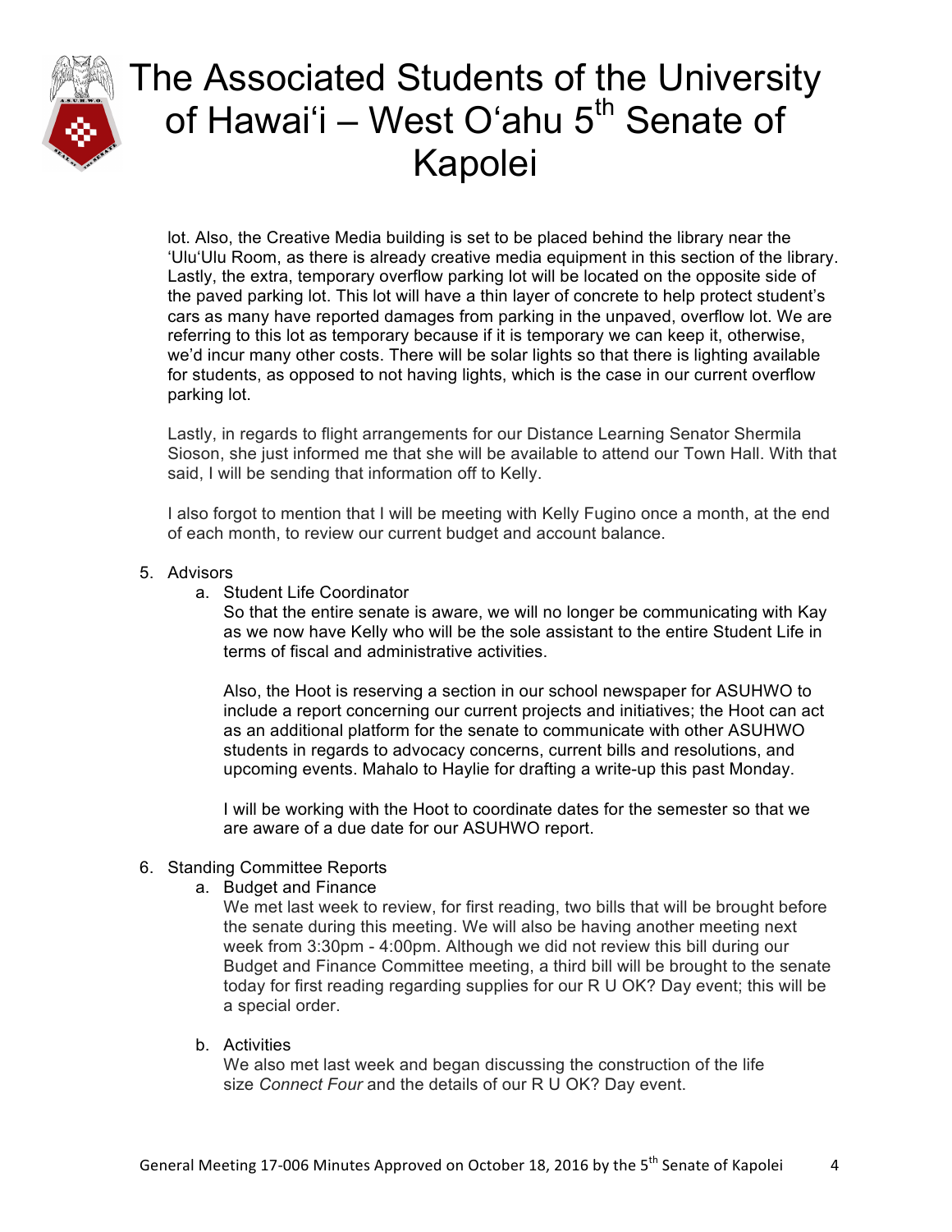lot. Also, the Creative Media building is set to be placed behind the library near the 'Ulu'Ulu Room, as there is already creative media equipment in this section of the library. Lastly, the extra, temporary overflow parking lot will be located on the opposite side of the paved parking lot. This lot will have a thin layer of concrete to help protect student's cars as many have reported damages from parking in the unpaved, overflow lot. We are referring to this lot as temporary because if it is temporary we can keep it, otherwise, we'd incur many other costs. There will be solar lights so that there is lighting available for students, as opposed to not having lights, which is the case in our current overflow parking lot.

Lastly, in regards to flight arrangements for our Distance Learning Senator Shermila Sioson, she just informed me that she will be available to attend our Town Hall. With that said, I will be sending that information off to Kelly.

I also forgot to mention that I will be meeting with Kelly Fugino once a month, at the end of each month, to review our current budget and account balance.

5. Advisors
   a. Student Life Coordinator

      So that the entire senate is aware, we will no longer be communicating with Kay as we now have Kelly who will be the sole assistant to the entire Student Life in terms of fiscal and administrative activities.

      Also, the Hoot is reserving a section in our school newspaper for ASUHWO to include a report concerning our current projects and initiatives; the Hoot can act as an additional platform for the senate to communicate with other ASUHWO students in regards to advocacy concerns, current bills and resolutions, and upcoming events. Mahalo to Haylie for drafting a write-up this past Monday.

      I will be working with the Hoot to coordinate dates for the semester so that we are aware of a due date for our ASUHWO report.

6. Standing Committee Reports
   a. Budget and Finance

      We met last week to review, for first reading, two bills that will be brought before the senate during this meeting. We will also be having another meeting next week from 3:30pm - 4:00pm. Although we did not review this bill during our Budget and Finance Committee meeting, a third bill will be brought to the senate today for first reading regarding supplies for our R U OK? Day event; this will be a special order.

   b. Activities

      We also met last week and began discussing the construction of the life size *Connect Four* and the details of our R U OK? Day event.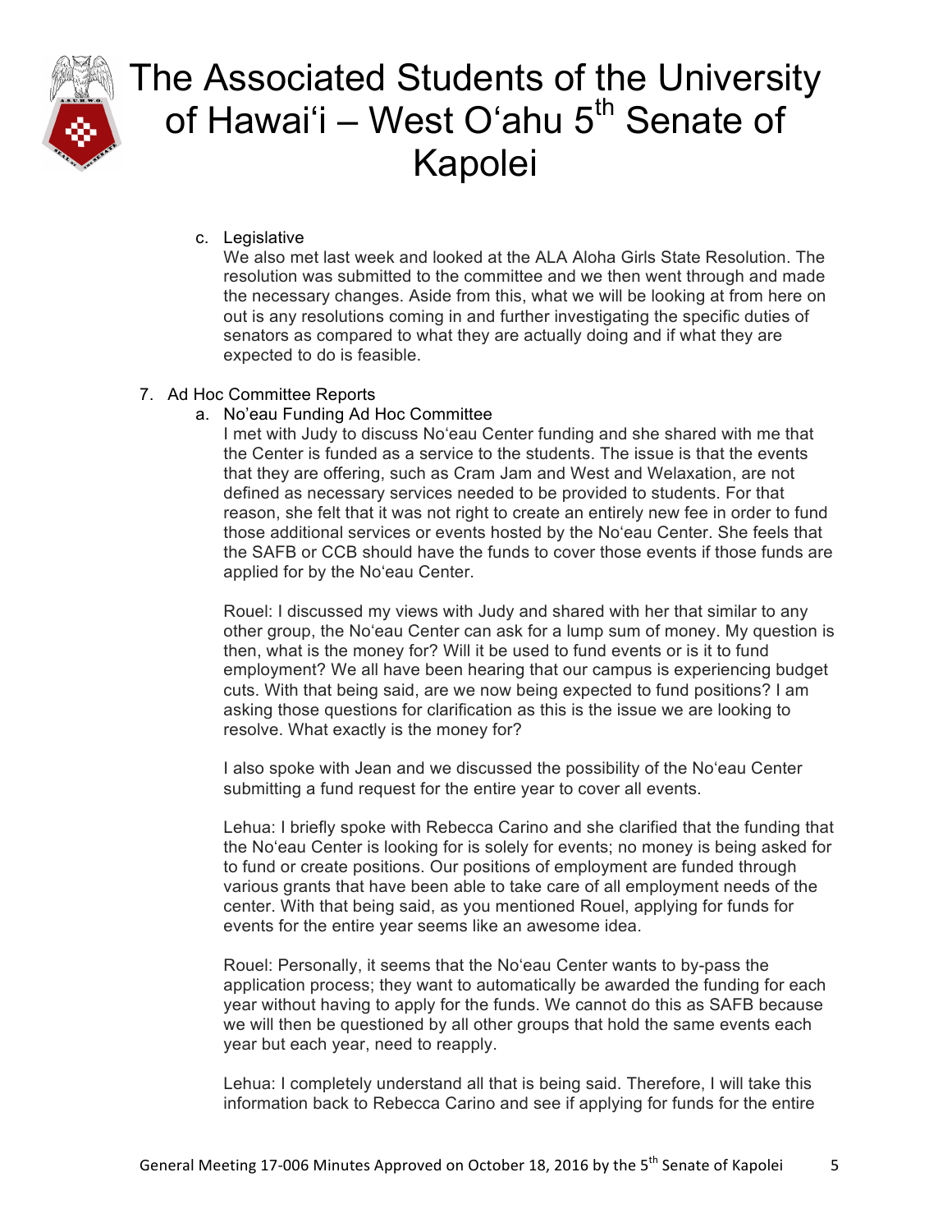c. Legislative

We also met last week and looked at the ALA Aloha Girls State Resolution. The resolution was submitted to the committee and we then went through and made the necessary changes. Aside from this, what we will be looking at from here on out is any resolutions coming in and further investigating the specific duties of senators as compared to what they are actually doing and if what they are expected to do is feasible.

7. Ad Hoc Committee Reports

a. No'eau Funding Ad Hoc Committee

I met with Judy to discuss No'eau Center funding and she shared with me that the Center is funded as a service to the students. The issue is that the events that they are offering, such as Cram Jam and West and Welaxation, are not defined as necessary services needed to be provided to students. For that reason, she felt that it was not right to create an entirely new fee in order to fund those additional services or events hosted by the No'eau Center. She feels that the SAFB or CCB should have the funds to cover those events if those funds are applied for by the No'eau Center.

Rouel: I discussed my views with Judy and shared with her that similar to any other group, the No'eau Center can ask for a lump sum of money. My question is then, what is the money for? Will it be used to fund events or is it to fund employment? We all have been hearing that our campus is experiencing budget cuts. With that being said, are we now being expected to fund positions? I am asking those questions for clarification as this is the issue we are looking to resolve. What exactly is the money for?

I also spoke with Jean and we discussed the possibility of the No'eau Center submitting a fund request for the entire year to cover all events.

Lehua: I briefly spoke with Rebecca Carino and she clarified that the funding that the No'eau Center is looking for is solely for events; no money is being asked for to fund or create positions. Our positions of employment are funded through various grants that have been able to take care of all employment needs of the center. With that being said, as you mentioned Rouel, applying for funds for events for the entire year seems like an awesome idea.

Rouel: Personally, it seems that the No'eau Center wants to by-pass the application process; they want to automatically be awarded the funding for each year without having to apply for the funds. We cannot do this as SAFB because we will then be questioned by all other groups that hold the same events each year but each year, need to reapply.

Lehua: I completely understand all that is being said. Therefore, I will take this information back to Rebecca Carino and see if applying for funds for the entire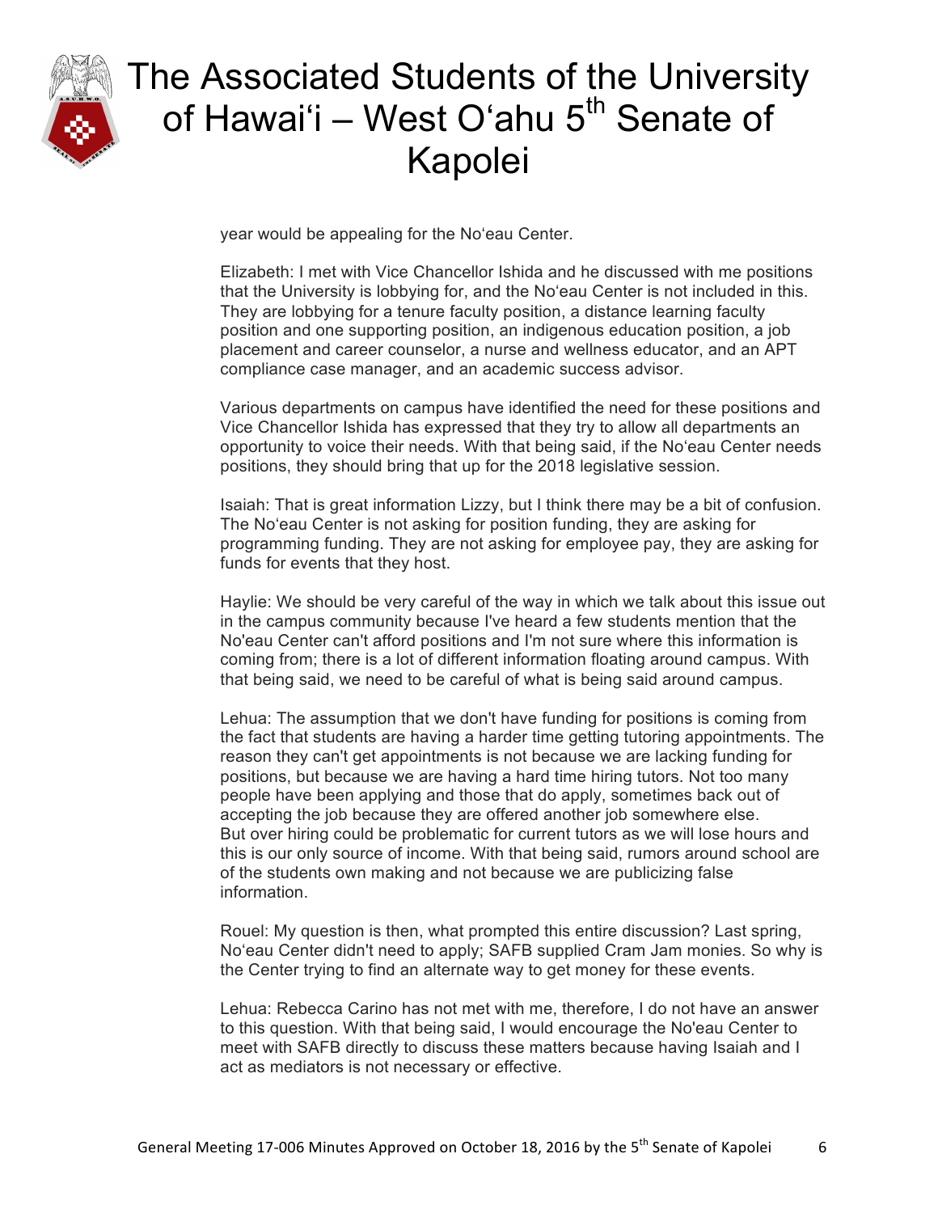year would be appealing for the Noʻeau Center.

Elizabeth: I met with Vice Chancellor Ishida and he discussed with me positions that the University is lobbying for, and the Noʻeau Center is not included in this. They are lobbying for a tenure faculty position, a distance learning faculty position and one supporting position, an indigenous education position, a job placement and career counselor, a nurse and wellness educator, and an APT compliance case manager, and an academic success advisor.

Various departments on campus have identified the need for these positions and Vice Chancellor Ishida has expressed that they try to allow all departments an opportunity to voice their needs. With that being said, if the Noʻeau Center needs positions, they should bring that up for the 2018 legislative session.

Isaiah: That is great information Lizzy, but I think there may be a bit of confusion. The Noʻeau Center is not asking for position funding, they are asking for programming funding. They are not asking for employee pay, they are asking for funds for events that they host.

Haylie: We should be very careful of the way in which we talk about this issue out in the campus community because I've heard a few students mention that the No'eau Center can't afford positions and I'm not sure where this information is coming from; there is a lot of different information floating around campus. With that being said, we need to be careful of what is being said around campus.

Lehua: The assumption that we don't have funding for positions is coming from the fact that students are having a harder time getting tutoring appointments. The reason they can't get appointments is not because we are lacking funding for positions, but because we are having a hard time hiring tutors. Not too many people have been applying and those that do apply, sometimes back out of accepting the job because they are offered another job somewhere else. But over hiring could be problematic for current tutors as we will lose hours and this is our only source of income. With that being said, rumors around school are of the students own making and not because we are publicizing false information.

Rouel: My question is then, what prompted this entire discussion? Last spring, Noʻeau Center didn't need to apply; SAFB supplied Cram Jam monies. So why is the Center trying to find an alternate way to get money for these events.

Lehua: Rebecca Carino has not met with me, therefore, I do not have an answer to this question. With that being said, I would encourage the No'eau Center to meet with SAFB directly to discuss these matters because having Isaiah and I act as mediators is not necessary or effective.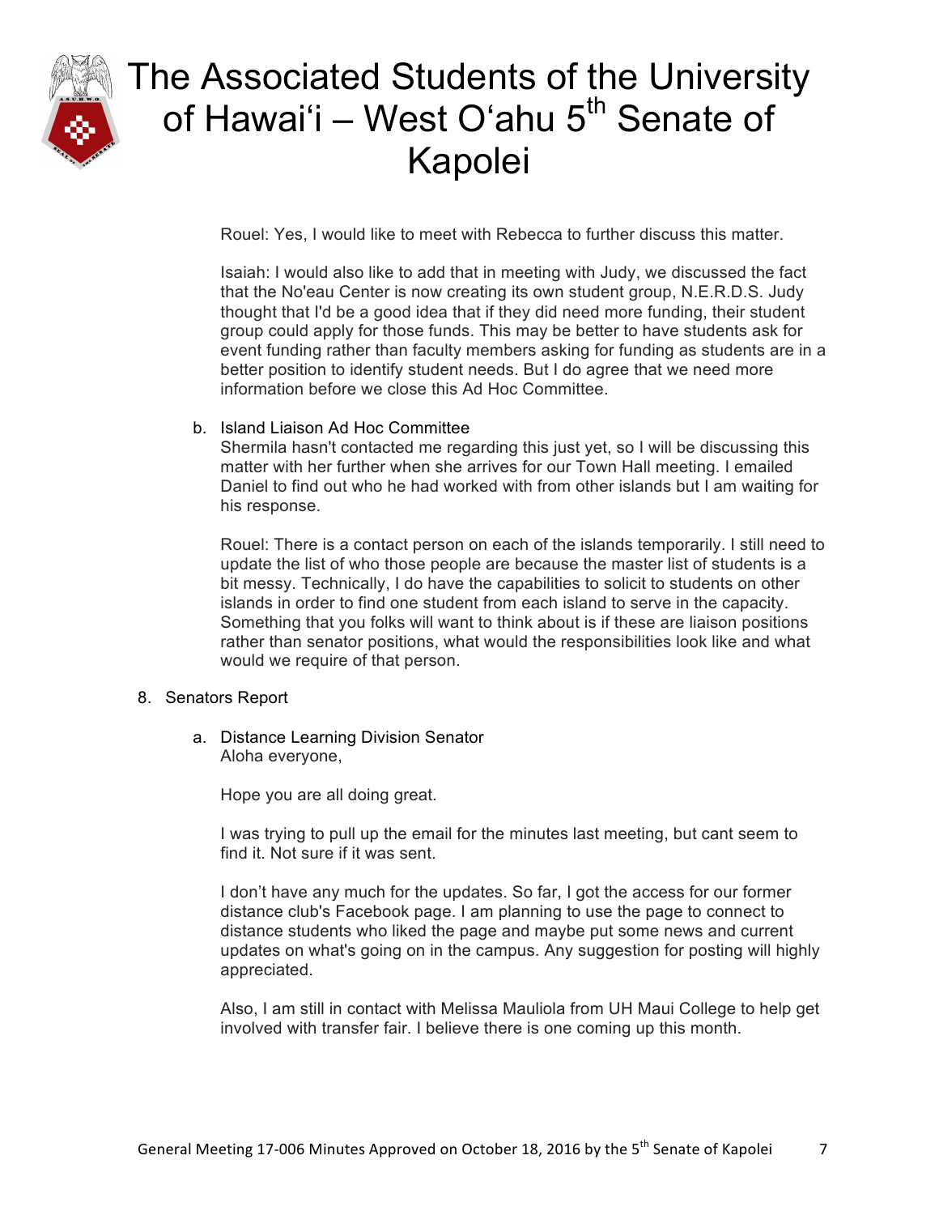Rouel: Yes, I would like to meet with Rebecca to further discuss this matter.

Isaiah: I would also like to add that in meeting with Judy, we discussed the fact that the No'eau Center is now creating its own student group, N.E.R.D.S. Judy thought that I'd be a good idea that if they did need more funding, their student group could apply for those funds. This may be better to have students ask for event funding rather than faculty members asking for funding as students are in a better position to identify student needs. But I do agree that we need more information before we close this Ad Hoc Committee.

b. Island Liaison Ad Hoc Committee

Shermila hasn't contacted me regarding this just yet, so I will be discussing this matter with her further when she arrives for our Town Hall meeting. I emailed Daniel to find out who he had worked with from other islands but I am waiting for his response.

Rouel: There is a contact person on each of the islands temporarily. I still need to update the list of who those people are because the master list of students is a bit messy. Technically, I do have the capabilities to solicit to students on other islands in order to find one student from each island to serve in the capacity. Something that you folks will want to think about is if these are liaison positions rather than senator positions, what would the responsibilities look like and what would we require of that person.

8. Senators Report

a. Distance Learning Division Senator

Aloha everyone,

Hope you are all doing great.

I was trying to pull up the email for the minutes last meeting, but cant seem to find it. Not sure if it was sent.

I don't have any much for the updates. So far, I got the access for our former distance club's Facebook page. I am planning to use the page to connect to distance students who liked the page and maybe put some news and current updates on what's going on in the campus. Any suggestion for posting will highly appreciated.

Also, I am still in contact with Melissa Mauliola from UH Maui College to help get involved with transfer fair. I believe there is one coming up this month.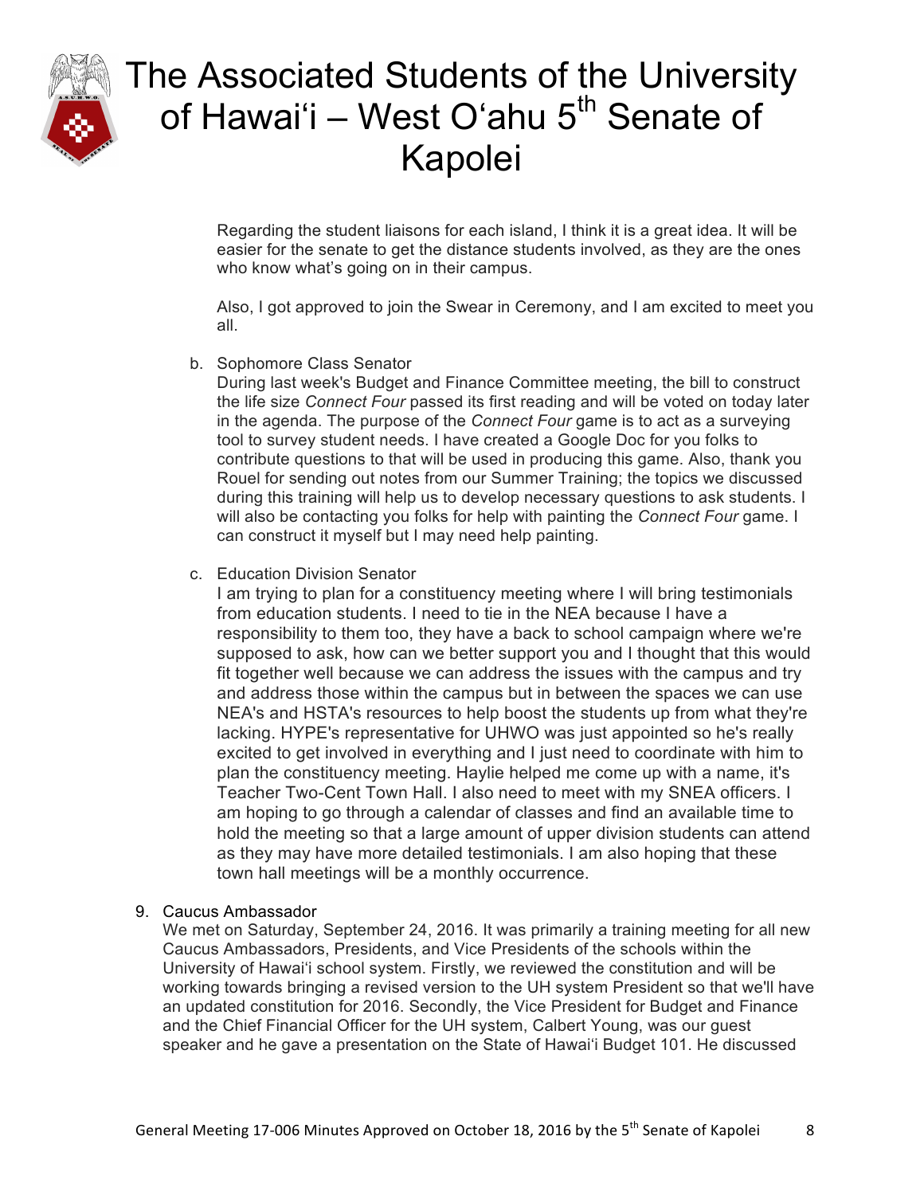Regarding the student liaisons for each island, I think it is a great idea. It will be easier for the senate to get the distance students involved, as they are the ones who know what's going on in their campus.

Also, I got approved to join the Swear in Ceremony, and I am excited to meet you all.

b. Sophomore Class Senator
During last week's Budget and Finance Committee meeting, the bill to construct the life size *Connect Four* passed its first reading and will be voted on today later in the agenda. The purpose of the *Connect Four* game is to act as a surveying tool to survey student needs. I have created a Google Doc for you folks to contribute questions to that will be used in producing this game. Also, thank you Rouel for sending out notes from our Summer Training; the topics we discussed during this training will help us to develop necessary questions to ask students. I will also be contacting you folks for help with painting the *Connect Four* game. I can construct it myself but I may need help painting.

c. Education Division Senator
I am trying to plan for a constituency meeting where I will bring testimonials from education students. I need to tie in the NEA because I have a responsibility to them too, they have a back to school campaign where we're supposed to ask, how can we better support you and I thought that this would fit together well because we can address the issues with the campus and try and address those within the campus but in between the spaces we can use NEA's and HSTA's resources to help boost the students up from what they're lacking. HYPE's representative for UHWO was just appointed so he's really excited to get involved in everything and I just need to coordinate with him to plan the constituency meeting. Haylie helped me come up with a name, it's Teacher Two-Cent Town Hall. I also need to meet with my SNEA officers. I am hoping to go through a calendar of classes and find an available time to hold the meeting so that a large amount of upper division students can attend as they may have more detailed testimonials. I am also hoping that these town hall meetings will be a monthly occurrence.

9. Caucus Ambassador
We met on Saturday, September 24, 2016. It was primarily a training meeting for all new Caucus Ambassadors, Presidents, and Vice Presidents of the schools within the University of Hawaiʻi school system. Firstly, we reviewed the constitution and will be working towards bringing a revised version to the UH system President so that we'll have an updated constitution for 2016. Secondly, the Vice President for Budget and Finance and the Chief Financial Officer for the UH system, Calbert Young, was our guest speaker and he gave a presentation on the State of Hawaiʻi Budget 101. He discussed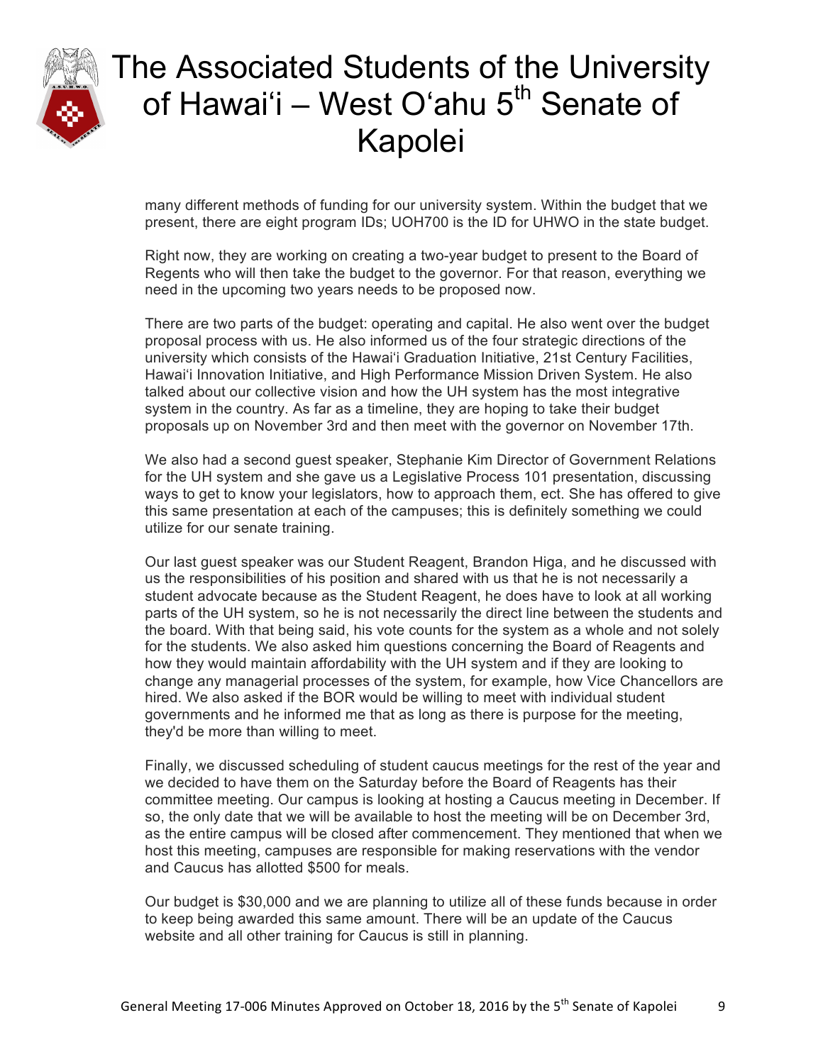many different methods of funding for our university system. Within the budget that we present, there are eight program IDs; UOH700 is the ID for UHWO in the state budget.

Right now, they are working on creating a two-year budget to present to the Board of Regents who will then take the budget to the governor. For that reason, everything we need in the upcoming two years needs to be proposed now.

There are two parts of the budget: operating and capital. He also went over the budget proposal process with us. He also informed us of the four strategic directions of the university which consists of the Hawaiʻi Graduation Initiative, 21st Century Facilities, Hawaiʻi Innovation Initiative, and High Performance Mission Driven System. He also talked about our collective vision and how the UH system has the most integrative system in the country. As far as a timeline, they are hoping to take their budget proposals up on November 3rd and then meet with the governor on November 17th.

We also had a second guest speaker, Stephanie Kim Director of Government Relations for the UH system and she gave us a Legislative Process 101 presentation, discussing ways to get to know your legislators, how to approach them, ect. She has offered to give this same presentation at each of the campuses; this is definitely something we could utilize for our senate training.

Our last guest speaker was our Student Reagent, Brandon Higa, and he discussed with us the responsibilities of his position and shared with us that he is not necessarily a student advocate because as the Student Reagent, he does have to look at all working parts of the UH system, so he is not necessarily the direct line between the students and the board. With that being said, his vote counts for the system as a whole and not solely for the students. We also asked him questions concerning the Board of Reagents and how they would maintain affordability with the UH system and if they are looking to change any managerial processes of the system, for example, how Vice Chancellors are hired. We also asked if the BOR would be willing to meet with individual student governments and he informed me that as long as there is purpose for the meeting, they'd be more than willing to meet.

Finally, we discussed scheduling of student caucus meetings for the rest of the year and we decided to have them on the Saturday before the Board of Regents has their committee meeting. Our campus is looking at hosting a Caucus meeting in December. If so, the only date that we will be available to host the meeting will be on December 3rd, as the entire campus will be closed after commencement. They mentioned that when we host this meeting, campuses are responsible for making reservations with the vendor and Caucus has allotted $500 for meals.

Our budget is $30,000 and we are planning to utilize all of these funds because in order to keep being awarded this same amount. There will be an update of the Caucus website and all other training for Caucus is still in planning.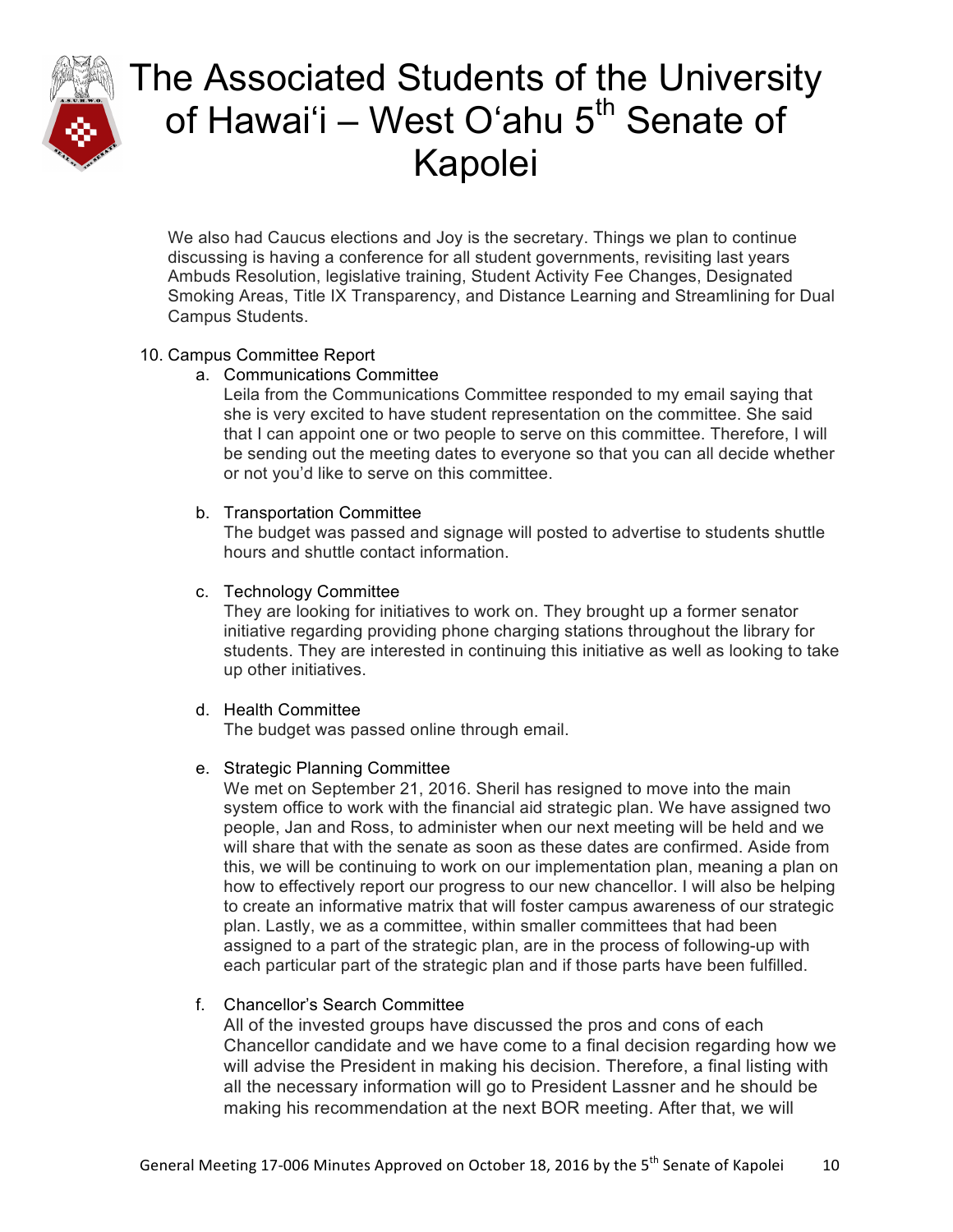We also had Caucus elections and Joy is the secretary. Things we plan to continue discussing is having a conference for all student governments, revisiting last years Ambuds Resolution, legislative training, Student Activity Fee Changes, Designated Smoking Areas, Title IX Transparency, and Distance Learning and Streamlining for Dual Campus Students.

10. Campus Committee Report
    a. Communications Committee
       Leila from the Communications Committee responded to my email saying that she is very excited to have student representation on the committee. She said that I can appoint one or two people to serve on this committee. Therefore, I will be sending out the meeting dates to everyone so that you can all decide whether or not you'd like to serve on this committee.

    b. Transportation Committee
       The budget was passed and signage will posted to advertise to students shuttle hours and shuttle contact information.

    c. Technology Committee
       They are looking for initiatives to work on. They brought up a former senator initiative regarding providing phone charging stations throughout the library for students. They are interested in continuing this initiative as well as looking to take up other initiatives.

    d. Health Committee
       The budget was passed online through email.

    e. Strategic Planning Committee
       We met on September 21, 2016. Sheril has resigned to move into the main system office to work with the financial aid strategic plan. We have assigned two people, Jan and Ross, to administer when our next meeting will be held and we will share that with the senate as soon as these dates are confirmed. Aside from this, we will be continuing to work on our implementation plan, meaning a plan on how to effectively report our progress to our new chancellor. I will also be helping to create an informative matrix that will foster campus awareness of our strategic plan. Lastly, we as a committee, within smaller committees that had been assigned to a part of the strategic plan, are in the process of following-up with each particular part of the strategic plan and if those parts have been fulfilled.

    f. Chancellor's Search Committee
       All of the invested groups have discussed the pros and cons of each Chancellor candidate and we have come to a final decision regarding how we will advise the President in making his decision. Therefore, a final listing with all the necessary information will go to President Lassner and he should be making his recommendation at the next BOR meeting. After that, we will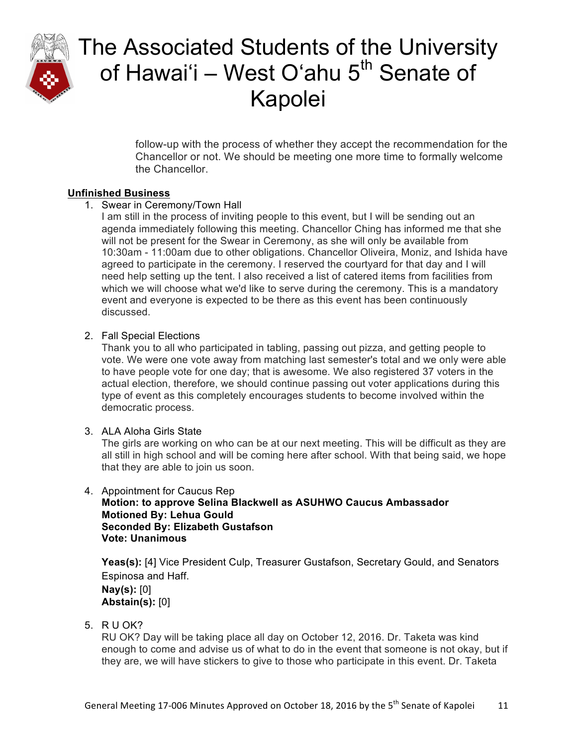follow-up with the process of whether they accept the recommendation for the Chancellor or not. We should be meeting one more time to formally welcome the Chancellor.

## Unfinished Business

1. Swear in Ceremony/Town Hall
   I am still in the process of inviting people to this event, but I will be sending out an agenda immediately following this meeting. Chancellor Ching has informed me that she will not be present for the Swear in Ceremony, as she will only be available from 10:30am - 11:00am due to other obligations. Chancellor Oliveira, Moniz, and Ishida have agreed to participate in the ceremony. I reserved the courtyard for that day and I will need help setting up the tent. I also received a list of catered items from facilities from which we will choose what we'd like to serve during the ceremony. This is a mandatory event and everyone is expected to be there as this event has been continuously discussed.

2. Fall Special Elections
   Thank you to all who participated in tabling, passing out pizza, and getting people to vote. We were one vote away from matching last semester's total and we only were able to have people vote for one day; that is awesome. We also registered 37 voters in the actual election, therefore, we should continue passing out voter applications during this type of event as this completely encourages students to become involved within the democratic process.

3. ALA Aloha Girls State
   The girls are working on who can be at our next meeting. This will be difficult as they are all still in high school and will be coming here after school. With that being said, we hope that they are able to join us soon.

4. Appointment for Caucus Rep
   **Motion: to approve Selina Blackwell as ASUHWO Caucus Ambassador**
   **Motioned By: Lehua Gould**
   **Seconded By: Elizabeth Gustafson**
   **Vote: Unanimous**

   **Yeas(s):** [4] Vice President Culp, Treasurer Gustafson, Secretary Gould, and Senators Espinosa and Haff.
   **Nay(s):** [0]
   **Abstain(s):** [0]

5. R U OK?
   RU OK? Day will be taking place all day on October 12, 2016. Dr. Taketa was kind enough to come and advise us of what to do in the event that someone is not okay, but if they are, we will have stickers to give to those who participate in this event. Dr. Taketa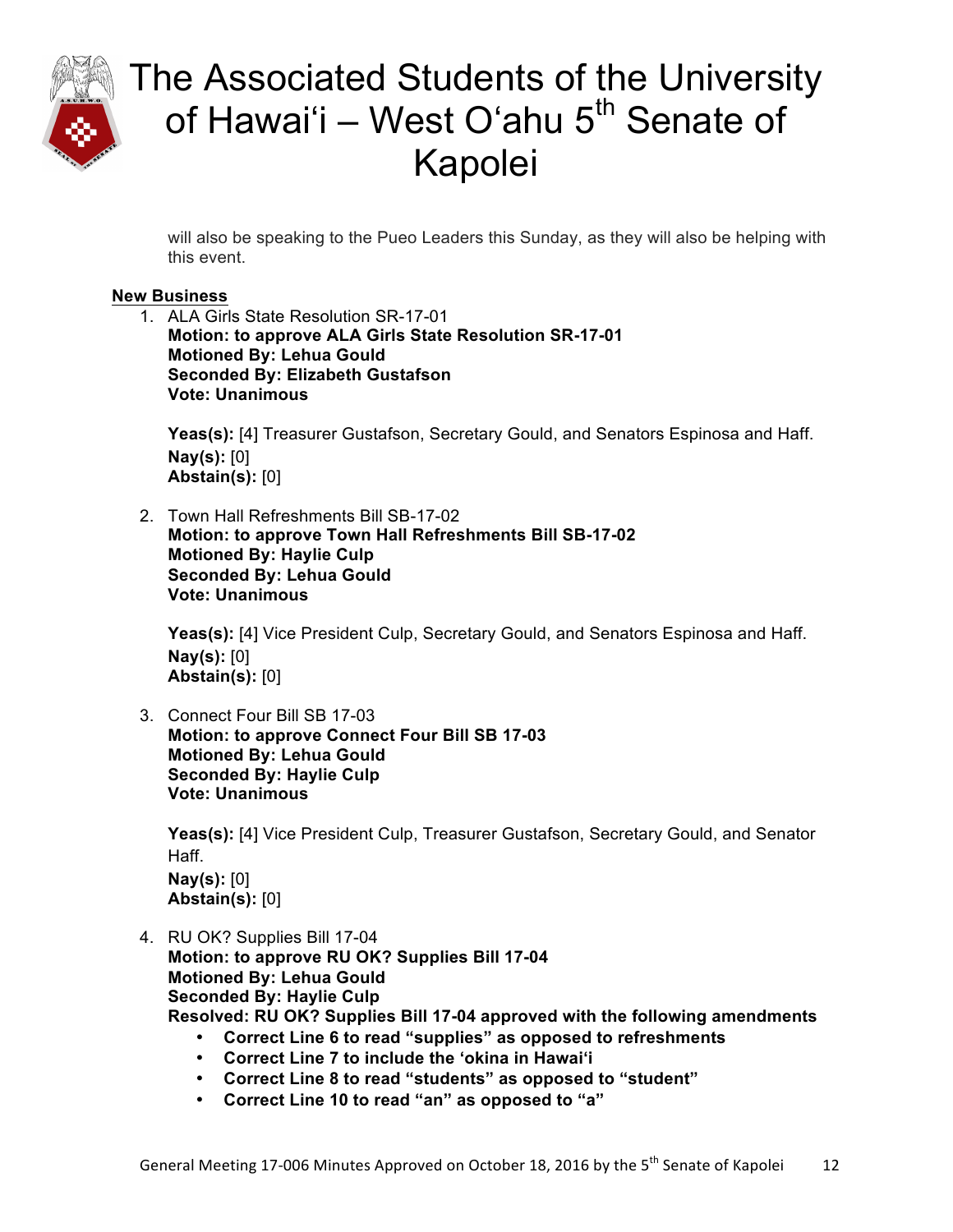will also be speaking to the Pueo Leaders this Sunday, as they will also be helping with this event.

**New Business**

1. ALA Girls State Resolution SR-17-01
   **Motion: to approve ALA Girls State Resolution SR-17-01**
   **Motioned By: Lehua Gould**
   **Seconded By: Elizabeth Gustafson**
   **Vote: Unanimous**

   **Yeas(s):** [4] Treasurer Gustafson, Secretary Gould, and Senators Espinosa and Haff.
   **Nay(s):** [0]
   **Abstain(s):** [0]

2. Town Hall Refreshments Bill SB-17-02
   **Motion: to approve Town Hall Refreshments Bill SB-17-02**
   **Motioned By: Haylie Culp**
   **Seconded By: Lehua Gould**
   **Vote: Unanimous**

   **Yeas(s):** [4] Vice President Culp, Secretary Gould, and Senators Espinosa and Haff.
   **Nay(s):** [0]
   **Abstain(s):** [0]

3. Connect Four Bill SB 17-03
   **Motion: to approve Connect Four Bill SB 17-03**
   **Motioned By: Lehua Gould**
   **Seconded By: Haylie Culp**
   **Vote: Unanimous**

   **Yeas(s):** [4] Vice President Culp, Treasurer Gustafson, Secretary Gould, and Senator Haff.
   **Nay(s):** [0]
   **Abstain(s):** [0]

4. RU OK? Supplies Bill 17-04
   **Motion: to approve RU OK? Supplies Bill 17-04**
   **Motioned By: Lehua Gould**
   **Seconded By: Haylie Culp**
   **Resolved: RU OK? Supplies Bill 17-04 approved with the following amendments**
   - **Correct Line 6 to read "supplies" as opposed to refreshments**
   - **Correct Line 7 to include the ʻokina in Hawaiʻi**
   - **Correct Line 8 to read "students" as opposed to "student"**
   - **Correct Line 10 to read "an" as opposed to "a"**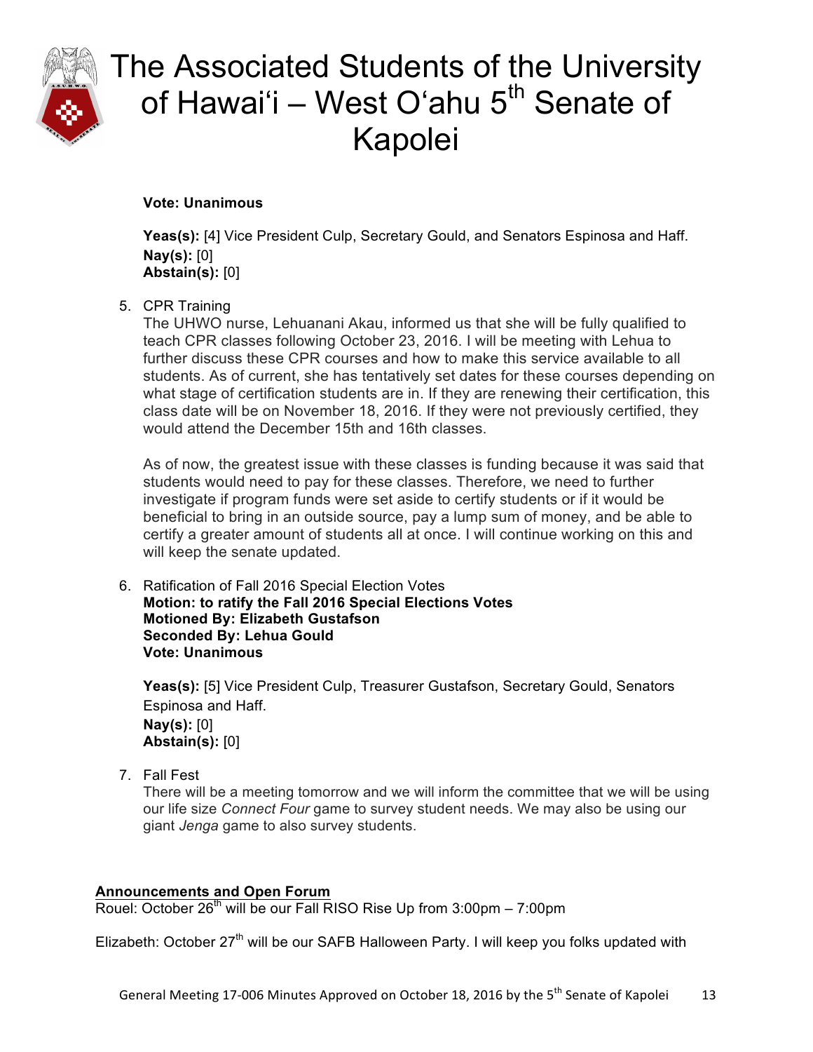**Vote: Unanimous**

**Yeas(s):** [4] Vice President Culp, Secretary Gould, and Senators Espinosa and Haff.
**Nay(s):** [0]
**Abstain(s):** [0]

5. CPR Training
   The UHWO nurse, Lehuanani Akau, informed us that she will be fully qualified to teach CPR classes following October 23, 2016. I will be meeting with Lehua to further discuss these CPR courses and how to make this service available to all students. As of current, she has tentatively set dates for these courses depending on what stage of certification students are in. If they are renewing their certification, this class date will be on November 18, 2016. If they were not previously certified, they would attend the December 15th and 16th classes.

   As of now, the greatest issue with these classes is funding because it was said that students would need to pay for these classes. Therefore, we need to further investigate if program funds were set aside to certify students or if it would be beneficial to bring in an outside source, pay a lump sum of money, and be able to certify a greater amount of students all at once. I will continue working on this and will keep the senate updated.

6. Ratification of Fall 2016 Special Election Votes
   **Motion: to ratify the Fall 2016 Special Elections Votes**
   **Motioned By: Elizabeth Gustafson**
   **Seconded By: Lehua Gould**
   **Vote: Unanimous**

   **Yeas(s):** [5] Vice President Culp, Treasurer Gustafson, Secretary Gould, Senators Espinosa and Haff.
   **Nay(s):** [0]
   **Abstain(s):** [0]

7. Fall Fest
   There will be a meeting tomorrow and we will inform the committee that we will be using our life size *Connect Four* game to survey student needs. We may also be using our giant *Jenga* game to also survey students.

**Announcements and Open Forum**

Rouel: October 26th will be our Fall RISO Rise Up from 3:00pm – 7:00pm

Elizabeth: October 27th will be our SAFB Halloween Party. I will keep you folks updated with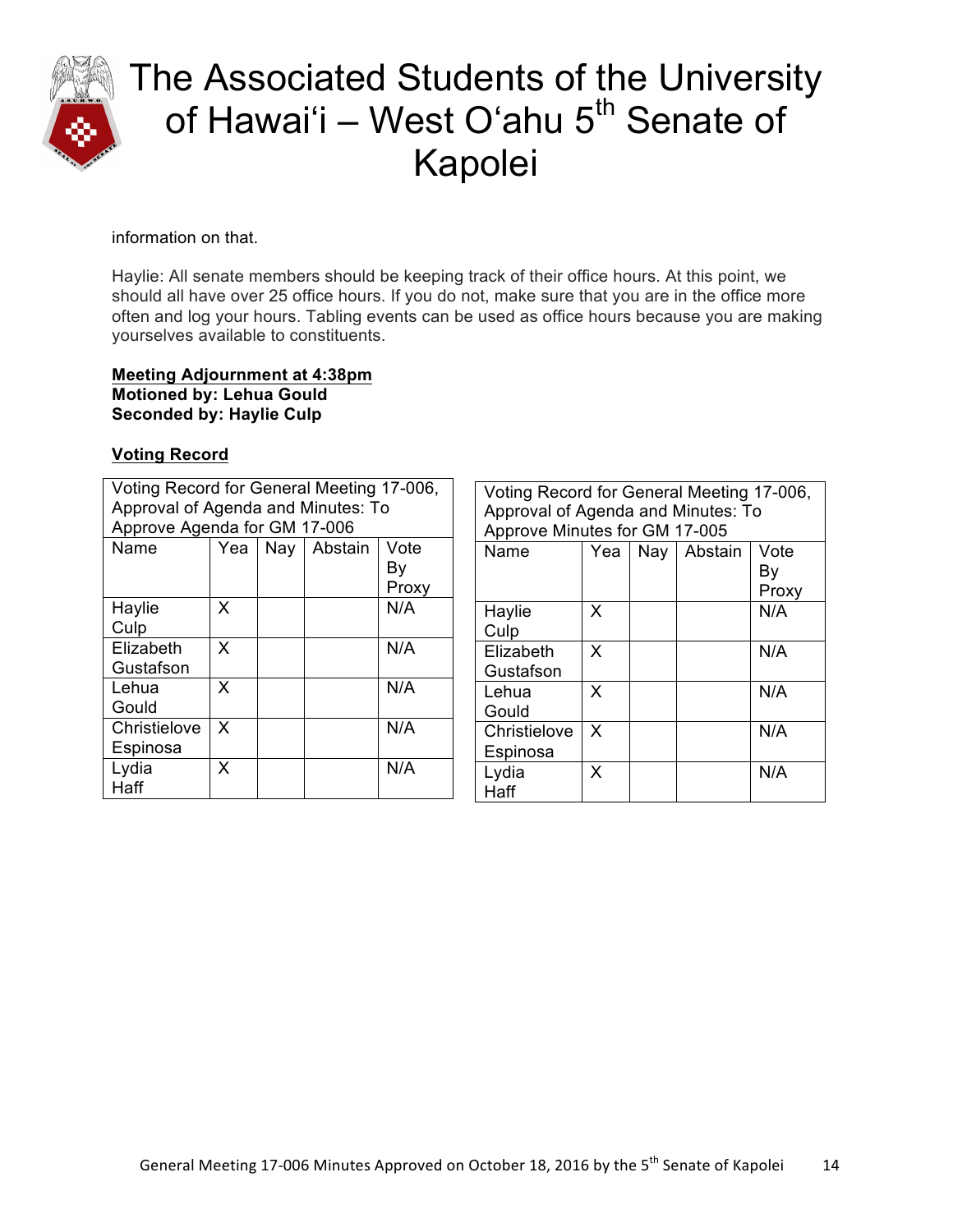information on that.

Haylie: All senate members should be keeping track of their office hours. At this point, we should all have over 25 office hours. If you do not, make sure that you are in the office more often and log your hours. Tabling events can be used as office hours because you are making yourselves available to constituents.

**Meeting Adjournment at 4:38pm**
**Motioned by: Lehua Gould**
**Seconded by: Haylie Culp**

**Voting Record**

| Voting Record for General Meeting 17-006, Approval of Agenda and Minutes: To Approve Agenda for GM 17-006 | | | | |
|---|---|---|---|---|
| Name | Yea | Nay | Abstain | Vote By Proxy |
| Haylie Culp | X | | | N/A |
| Elizabeth Gustafson | X | | | N/A |
| Lehua Gould | X | | | N/A |
| Christielove Espinosa | X | | | N/A |
| Lydia Haff | X | | | N/A |

| Voting Record for General Meeting 17-006, Approval of Agenda and Minutes: To Approve Minutes for GM 17-005 | | | | |
|---|---|---|---|---|
| Name | Yea | Nay | Abstain | Vote By Proxy |
| Haylie Culp | X | | | N/A |
| Elizabeth Gustafson | X | | | N/A |
| Lehua Gould | X | | | N/A |
| Christielove Espinosa | X | | | N/A |
| Lydia Haff | X | | | N/A |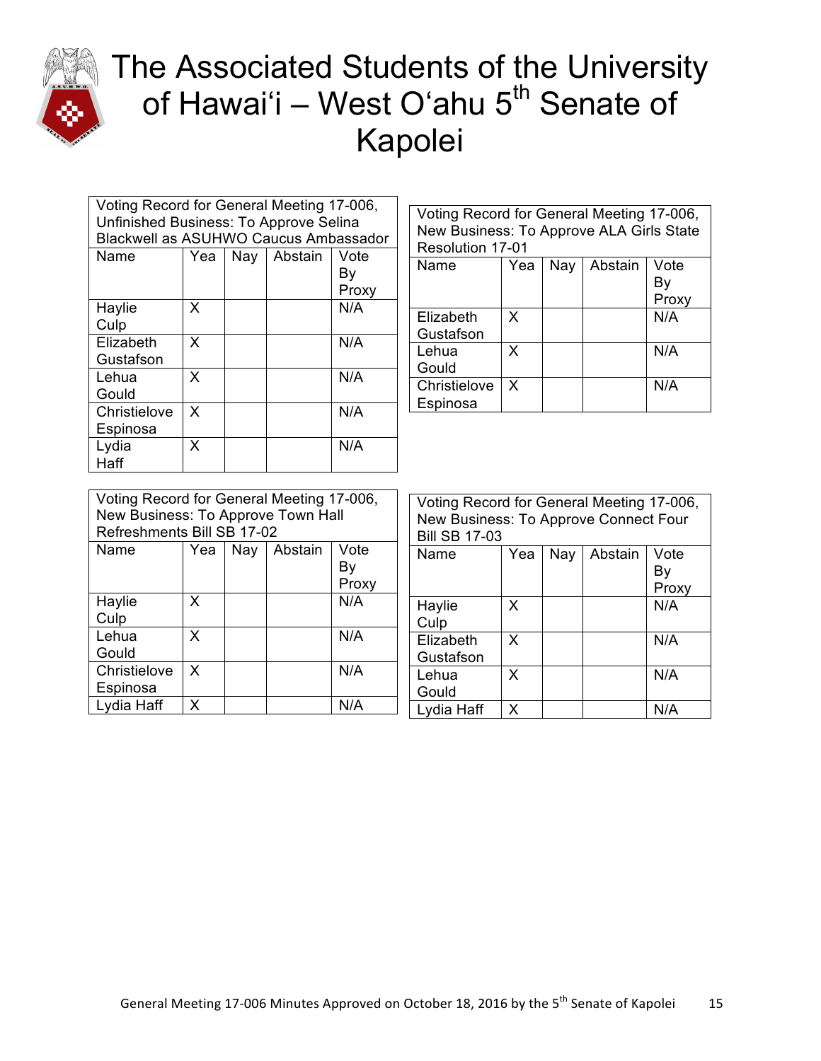# The Associated Students of the University of Hawai'i – West O'ahu 5th Senate of Kapolei

| Voting Record for General Meeting 17-006, Unfinished Business: To Approve Selina Blackwell as ASUHWO Caucus Ambassador | | | | |
|---|---|---|---|---|
| Name | Yea | Nay | Abstain | Vote By Proxy |
| Haylie Culp | X | | | N/A |
| Elizabeth Gustafson | X | | | N/A |
| Lehua Gould | X | | | N/A |
| Christielove Espinosa | X | | | N/A |
| Lydia Haff | X | | | N/A |

| Voting Record for General Meeting 17-006, New Business: To Approve ALA Girls State Resolution 17-01 | | | | |
|---|---|---|---|---|
| Name | Yea | Nay | Abstain | Vote By Proxy |
| Elizabeth Gustafson | X | | | N/A |
| Lehua Gould | X | | | N/A |
| Christielove Espinosa | X | | | N/A |

| Voting Record for General Meeting 17-006, New Business: To Approve Town Hall Refreshments Bill SB 17-02 | | | | |
|---|---|---|---|---|
| Name | Yea | Nay | Abstain | Vote By Proxy |
| Haylie Culp | X | | | N/A |
| Lehua Gould | X | | | N/A |
| Christielove Espinosa | X | | | N/A |
| Lydia Haff | X | | | N/A |

| Voting Record for General Meeting 17-006, New Business: To Approve Connect Four Bill SB 17-03 | | | | |
|---|---|---|---|---|
| Name | Yea | Nay | Abstain | Vote By Proxy |
| Haylie Culp | X | | | N/A |
| Elizabeth Gustafson | X | | | N/A |
| Lehua Gould | X | | | N/A |
| Lydia Haff | X | | | N/A |

General Meeting 17-006 Minutes Approved on October 18, 2016 by the 5th Senate of Kapolei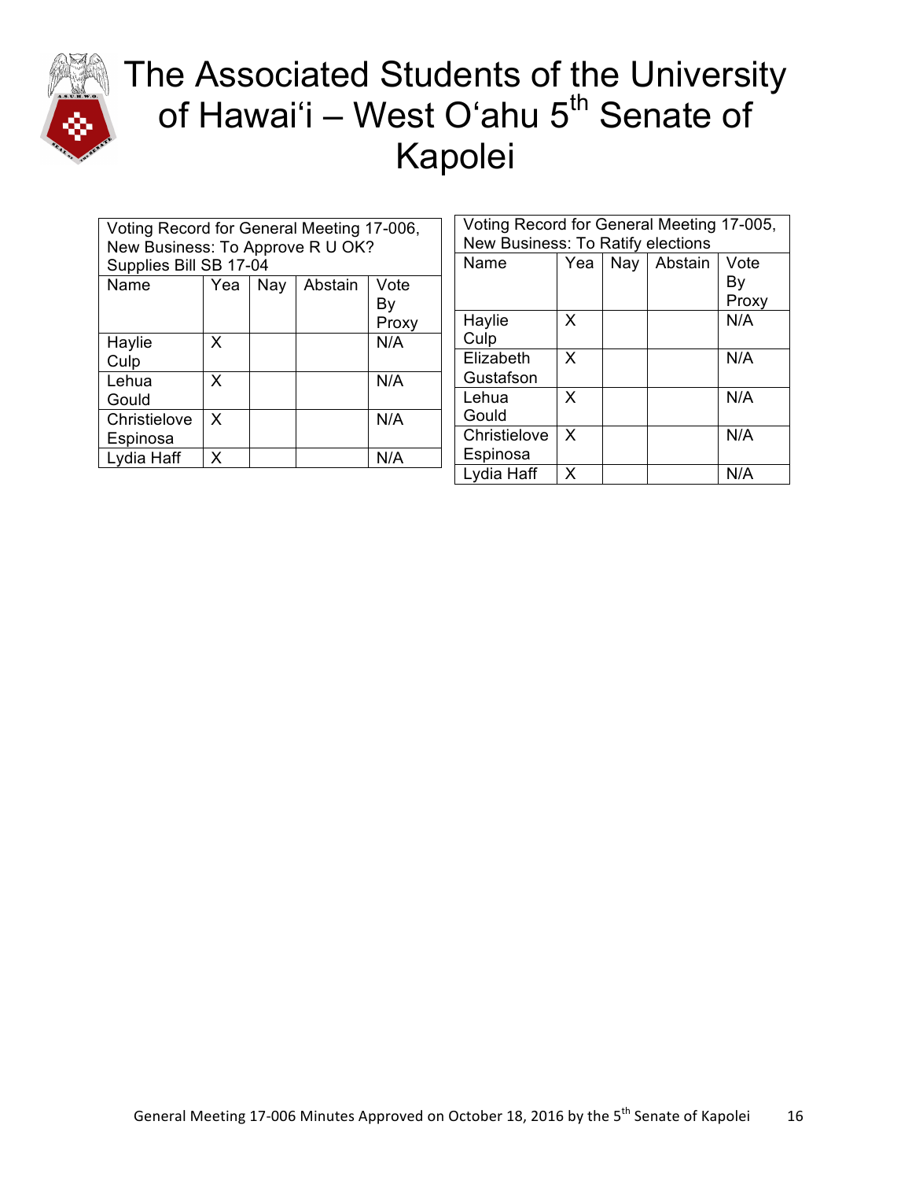# The Associated Students of the University of Hawaiʻi – West Oʻahu 5th Senate of Kapolei

| Voting Record for General Meeting 17-006, New Business: To Approve R U OK? Supplies Bill SB 17-04 | | | | |
|---|---|---|---|---|
| Name | Yea | Nay | Abstain | Vote By Proxy |
| Haylie Culp | X | | | N/A |
| Lehua Gould | X | | | N/A |
| Christielove Espinosa | X | | | N/A |
| Lydia Haff | X | | | N/A |

| Voting Record for General Meeting 17-005, New Business: To Ratify elections | | | | |
|---|---|---|---|---|
| Name | Yea | Nay | Abstain | Vote By Proxy |
| Haylie Culp | X | | | N/A |
| Elizabeth Gustafson | X | | | N/A |
| Lehua Gould | X | | | N/A |
| Christielove Espinosa | X | | | N/A |
| Lydia Haff | X | | | N/A |